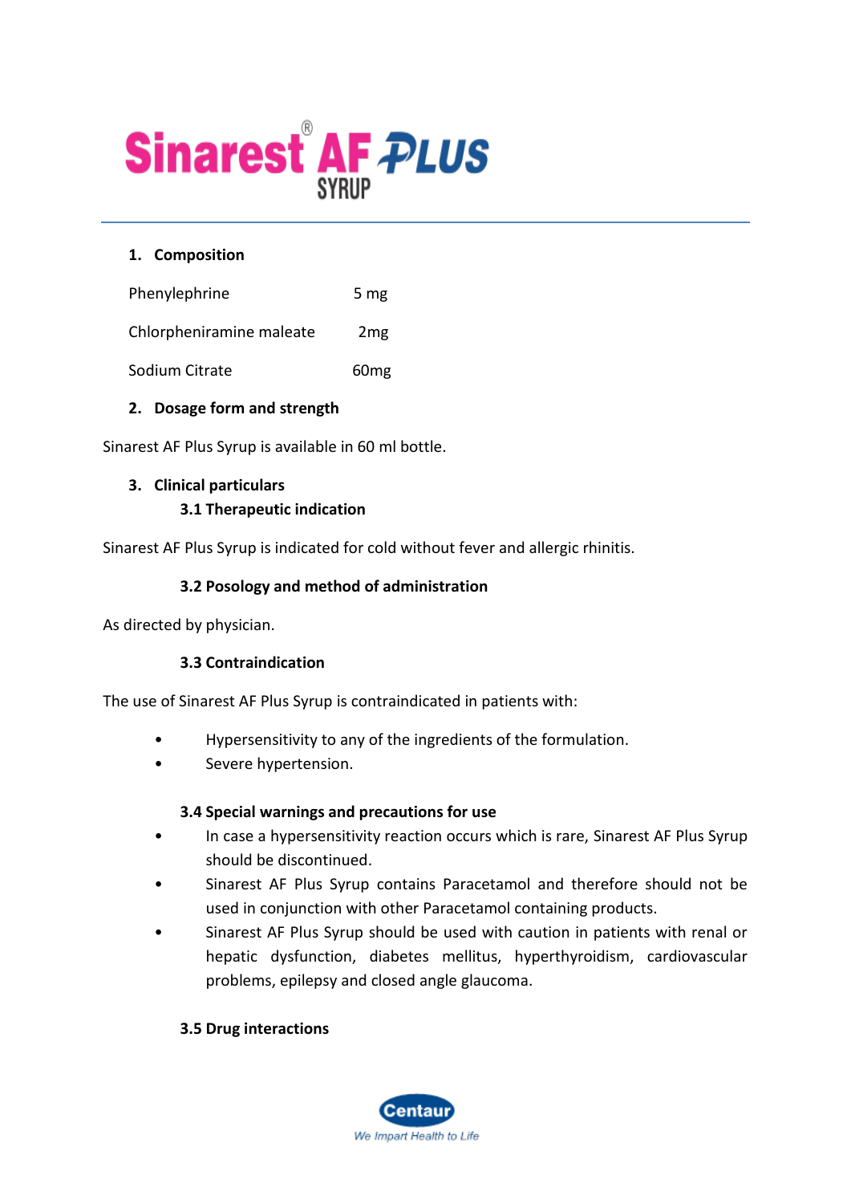# Sinarest® AF PLUS SYRUP

**1. Composition**

| | |
|---|---|
| Phenylephrine | 5 mg |
| Chlorpheniramine maleate | 2mg |
| Sodium Citrate | 60mg |

**2. Dosage form and strength**

Sinarest AF Plus Syrup is available in 60 ml bottle.

**3. Clinical particulars**

**3.1 Therapeutic indication**

Sinarest AF Plus Syrup is indicated for cold without fever and allergic rhinitis.

**3.2 Posology and method of administration**

As directed by physician.

**3.3 Contraindication**

The use of Sinarest AF Plus Syrup is contraindicated in patients with:

- Hypersensitivity to any of the ingredients of the formulation.
- Severe hypertension.

**3.4 Special warnings and precautions for use**

- In case a hypersensitivity reaction occurs which is rare, Sinarest AF Plus Syrup should be discontinued.
- Sinarest AF Plus Syrup contains Paracetamol and therefore should not be used in conjunction with other Paracetamol containing products.
- Sinarest AF Plus Syrup should be used with caution in patients with renal or hepatic dysfunction, diabetes mellitus, hyperthyroidism, cardiovascular problems, epilepsy and closed angle glaucoma.

**3.5 Drug interactions**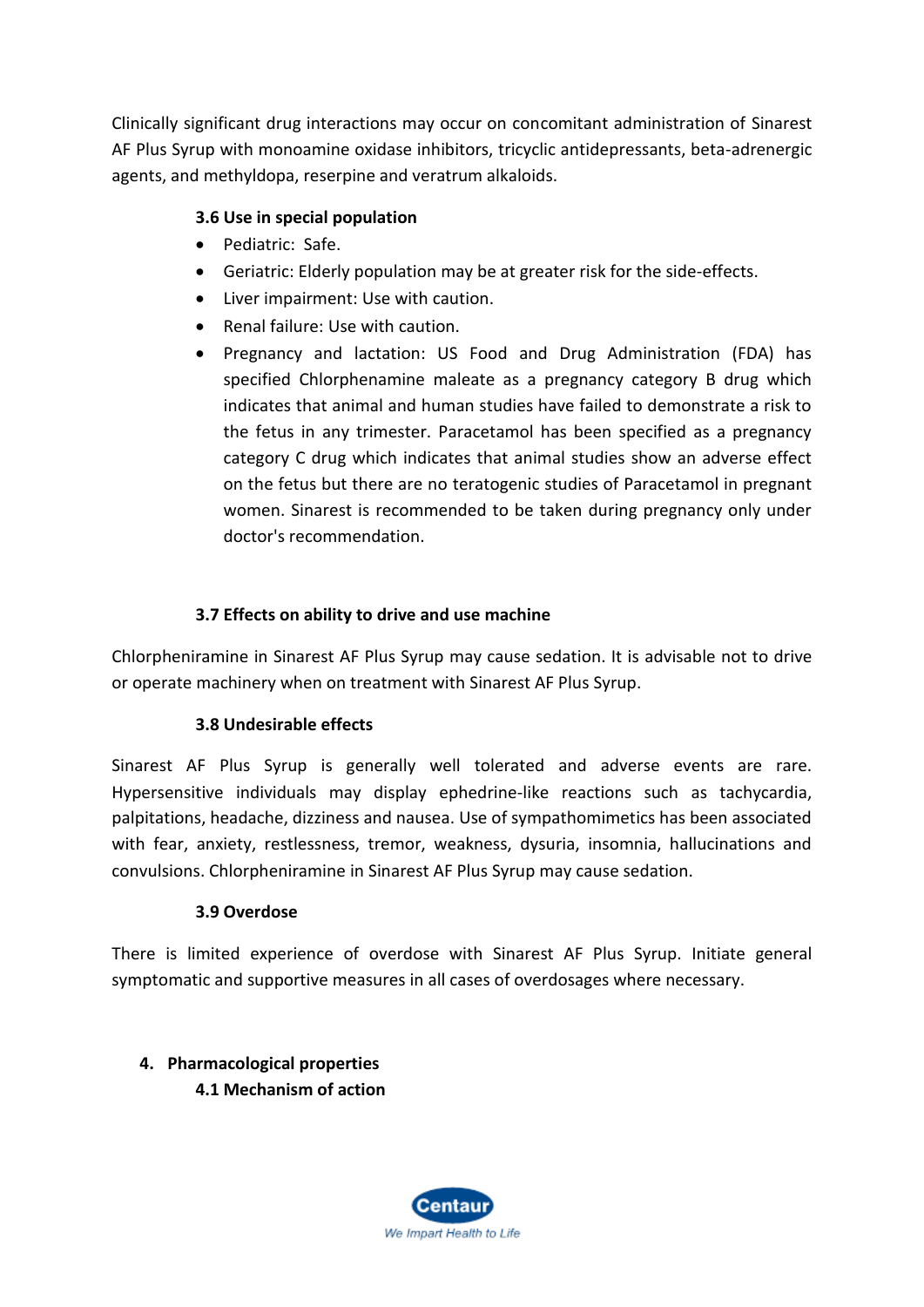Clinically significant drug interactions may occur on concomitant administration of Sinarest AF Plus Syrup with monoamine oxidase inhibitors, tricyclic antidepressants, beta-adrenergic agents, and methyldopa, reserpine and veratrum alkaloids.

### 3.6 Use in special population

- Pediatric: Safe.
- Geriatric: Elderly population may be at greater risk for the side-effects.
- Liver impairment: Use with caution.
- Renal failure: Use with caution.
- Pregnancy and lactation: US Food and Drug Administration (FDA) has specified Chlorphenamine maleate as a pregnancy category B drug which indicates that animal and human studies have failed to demonstrate a risk to the fetus in any trimester. Paracetamol has been specified as a pregnancy category C drug which indicates that animal studies show an adverse effect on the fetus but there are no teratogenic studies of Paracetamol in pregnant women. Sinarest is recommended to be taken during pregnancy only under doctor's recommendation.

### 3.7 Effects on ability to drive and use machine

Chlorpheniramine in Sinarest AF Plus Syrup may cause sedation. It is advisable not to drive or operate machinery when on treatment with Sinarest AF Plus Syrup.

### 3.8 Undesirable effects

Sinarest AF Plus Syrup is generally well tolerated and adverse events are rare. Hypersensitive individuals may display ephedrine-like reactions such as tachycardia, palpitations, headache, dizziness and nausea. Use of sympathomimetics has been associated with fear, anxiety, restlessness, tremor, weakness, dysuria, insomnia, hallucinations and convulsions. Chlorpheniramine in Sinarest AF Plus Syrup may cause sedation.

### 3.9 Overdose

There is limited experience of overdose with Sinarest AF Plus Syrup. Initiate general symptomatic and supportive measures in all cases of overdosages where necessary.

## 4. Pharmacological properties

### 4.1 Mechanism of action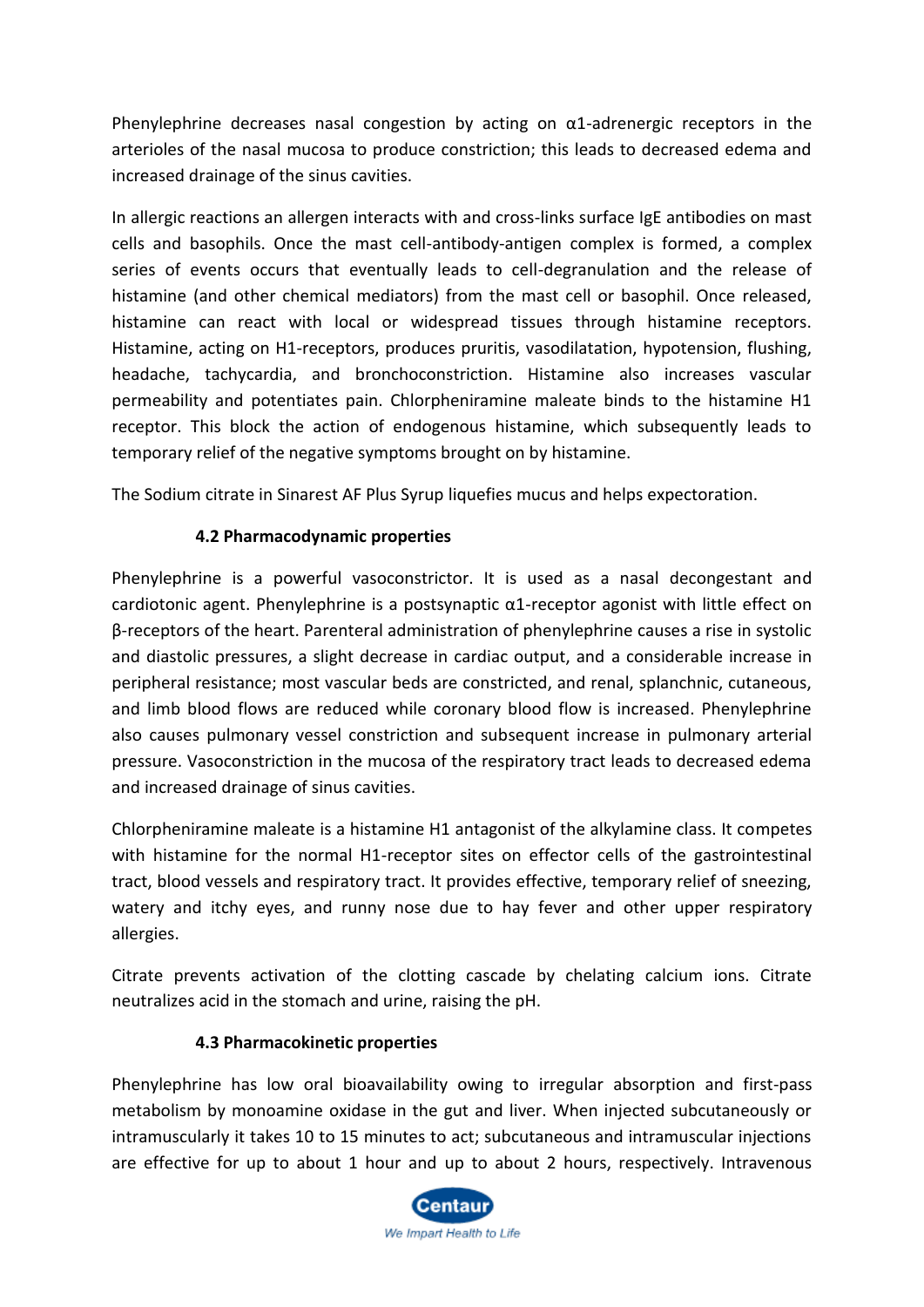Phenylephrine decreases nasal congestion by acting on α1-adrenergic receptors in the arterioles of the nasal mucosa to produce constriction; this leads to decreased edema and increased drainage of the sinus cavities.

In allergic reactions an allergen interacts with and cross-links surface IgE antibodies on mast cells and basophils. Once the mast cell-antibody-antigen complex is formed, a complex series of events occurs that eventually leads to cell-degranulation and the release of histamine (and other chemical mediators) from the mast cell or basophil. Once released, histamine can react with local or widespread tissues through histamine receptors. Histamine, acting on H1-receptors, produces pruritis, vasodilatation, hypotension, flushing, headache, tachycardia, and bronchoconstriction. Histamine also increases vascular permeability and potentiates pain. Chlorpheniramine maleate binds to the histamine H1 receptor. This block the action of endogenous histamine, which subsequently leads to temporary relief of the negative symptoms brought on by histamine.

The Sodium citrate in Sinarest AF Plus Syrup liquefies mucus and helps expectoration.

### 4.2 Pharmacodynamic properties

Phenylephrine is a powerful vasoconstrictor. It is used as a nasal decongestant and cardiotonic agent. Phenylephrine is a postsynaptic α1-receptor agonist with little effect on β-receptors of the heart. Parenteral administration of phenylephrine causes a rise in systolic and diastolic pressures, a slight decrease in cardiac output, and a considerable increase in peripheral resistance; most vascular beds are constricted, and renal, splanchnic, cutaneous, and limb blood flows are reduced while coronary blood flow is increased. Phenylephrine also causes pulmonary vessel constriction and subsequent increase in pulmonary arterial pressure. Vasoconstriction in the mucosa of the respiratory tract leads to decreased edema and increased drainage of sinus cavities.

Chlorpheniramine maleate is a histamine H1 antagonist of the alkylamine class. It competes with histamine for the normal H1-receptor sites on effector cells of the gastrointestinal tract, blood vessels and respiratory tract. It provides effective, temporary relief of sneezing, watery and itchy eyes, and runny nose due to hay fever and other upper respiratory allergies.

Citrate prevents activation of the clotting cascade by chelating calcium ions. Citrate neutralizes acid in the stomach and urine, raising the pH.

### 4.3 Pharmacokinetic properties

Phenylephrine has low oral bioavailability owing to irregular absorption and first-pass metabolism by monoamine oxidase in the gut and liver. When injected subcutaneously or intramuscularly it takes 10 to 15 minutes to act; subcutaneous and intramuscular injections are effective for up to about 1 hour and up to about 2 hours, respectively. Intravenous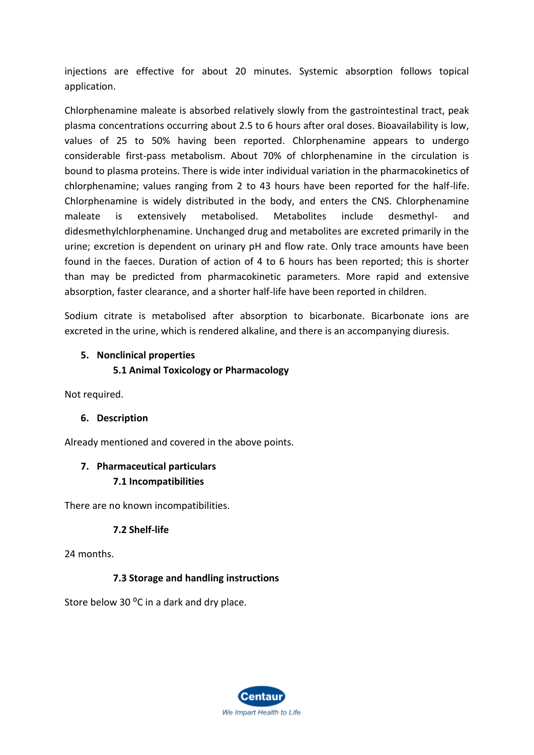injections are effective for about 20 minutes. Systemic absorption follows topical application.

Chlorphenamine maleate is absorbed relatively slowly from the gastrointestinal tract, peak plasma concentrations occurring about 2.5 to 6 hours after oral doses. Bioavailability is low, values of 25 to 50% having been reported. Chlorphenamine appears to undergo considerable first-pass metabolism. About 70% of chlorphenamine in the circulation is bound to plasma proteins. There is wide inter individual variation in the pharmacokinetics of chlorphenamine; values ranging from 2 to 43 hours have been reported for the half-life. Chlorphenamine is widely distributed in the body, and enters the CNS. Chlorphenamine maleate is extensively metabolised. Metabolites include desmethyl- and didesmethylchlorphenamine. Unchanged drug and metabolites are excreted primarily in the urine; excretion is dependent on urinary pH and flow rate. Only trace amounts have been found in the faeces. Duration of action of 4 to 6 hours has been reported; this is shorter than may be predicted from pharmacokinetic parameters. More rapid and extensive absorption, faster clearance, and a shorter half-life have been reported in children.

Sodium citrate is metabolised after absorption to bicarbonate. Bicarbonate ions are excreted in the urine, which is rendered alkaline, and there is an accompanying diuresis.

## 5. Nonclinical properties

### 5.1 Animal Toxicology or Pharmacology

Not required.

## 6. Description

Already mentioned and covered in the above points.

## 7. Pharmaceutical particulars

### 7.1 Incompatibilities

There are no known incompatibilities.

### 7.2 Shelf-life

24 months.

### 7.3 Storage and handling instructions

Store below 30 $^{0}$C in a dark and dry place.

Centaur
We Impart Health to Life